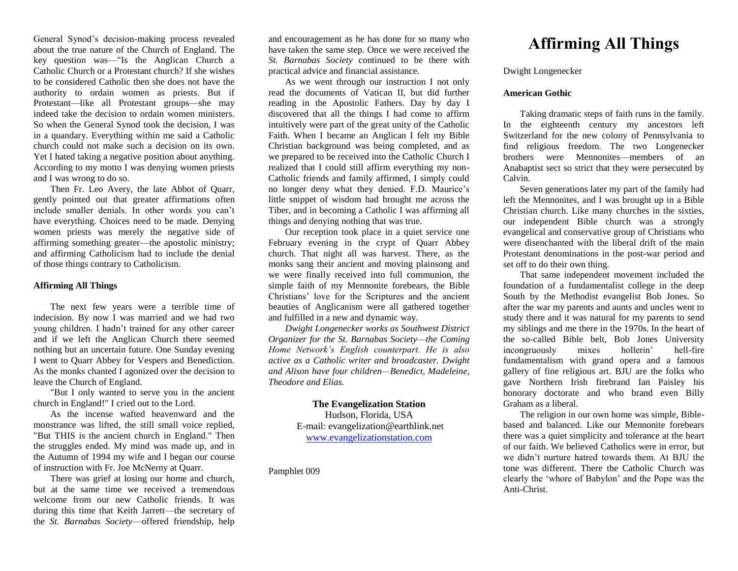General Synod's decision-making process revealed about the true nature of the Church of England. The key question was—"Is the Anglican Church a Catholic Church or a Protestant church? If she wishes to be considered Catholic then she does not have the authority to ordain women as priests. But if Protestant—like all Protestant groups—she may indeed take the decision to ordain women ministers. So when the General Synod took the decision, I was in a quandary. Everything within me said a Catholic church could not make such a decision on its own. Yet I hated taking a negative position about anything. According to my motto I was denying women priests and I was wrong to do so.

Then Fr. Leo Avery, the late Abbot of Quarr, gently pointed out that greater affirmations often include smaller denials. In other words you can't have everything. Choices need to be made. Denying women priests was merely the negative side of affirming something greater—the apostolic ministry; and affirming Catholicism had to include the denial of those things contrary to Catholicism.

**Affirming All Things**

The next few years were a terrible time of indecision. By now I was married and we had two young children. I hadn't trained for any other career and if we left the Anglican Church there seemed nothing but an uncertain future. One Sunday evening I went to Quarr Abbey for Vespers and Benediction. As the monks chanted I agonized over the decision to leave the Church of England.

"But I only wanted to serve you in the ancient church in England!" I cried out to the Lord.

As the incense wafted heavenward and the monstrance was lifted, the still small voice replied, "But THIS is the ancient church in England." Then the struggles ended. My mind was made up, and in the Autumn of 1994 my wife and I began our course of instruction with Fr. Joe McNerny at Quarr.

There was grief at losing our home and church, but at the same time we received a tremendous welcome from our new Catholic friends. It was during this time that Keith Jarrett—the secretary of the *St. Barnabas Society*—offered friendship, help and encouragement as he has done for so many who have taken the same step. Once we were received the *St. Barnabas Society* continued to be there with practical advice and financial assistance.

As we went through our instruction I not only read the documents of Vatican II, but did further reading in the Apostolic Fathers. Day by day I discovered that all the things I had come to affirm intuitively were part of the great unity of the Catholic Faith. When I became an Anglican I felt my Bible Christian background was being completed, and as we prepared to be received into the Catholic Church I realized that I could still affirm everything my non-Catholic friends and family affirmed, I simply could no longer deny what they denied. F.D. Maurice's little snippet of wisdom had brought me across the Tiber, and in becoming a Catholic I was affirming all things and denying nothing that was true.

Our reception took place in a quiet service one February evening in the crypt of Quarr Abbey church. That night all was harvest. There, as the monks sang their ancient and moving plainsong and we were finally received into full communion, the simple faith of my Mennonite forebears, the Bible Christians' love for the Scriptures and the ancient beauties of Anglicanism were all gathered together and fulfilled in a new and dynamic way.

*Dwight Longenecker works as Southwest District Organizer for the St. Barnabas Society—the Coming Home Network's English counterpart. He is also active as a Catholic writer and broadcaster. Dwight and Alison have four children—Benedict, Madeleine, Theodore and Elias.*

**The Evangelization Station**
Hudson, Florida, USA
E-mail: evangelization@earthlink.net
www.evangelizationstation.com

Pamphlet 009

# Affirming All Things

Dwight Longenecker

**American Gothic**

Taking dramatic steps of faith runs in the family. In the eighteenth century my ancestors left Switzerland for the new colony of Pennsylvania to find religious freedom. The two Longenecker brothers were Mennonites—members of an Anabaptist sect so strict that they were persecuted by Calvin.

Seven generations later my part of the family had left the Mennonites, and I was brought up in a Bible Christian church. Like many churches in the sixties, our independent Bible church was a strongly evangelical and conservative group of Christians who were disenchanted with the liberal drift of the main Protestant denominations in the post-war period and set off to do their own thing.

That same independent movement included the foundation of a fundamentalist college in the deep South by the Methodist evangelist Bob Jones. So after the war my parents and aunts and uncles went to study there and it was natural for my parents to send my siblings and me there in the 1970s. In the heart of the so-called Bible belt, Bob Jones University incongruously mixes hollerin' hell-fire fundamentalism with grand opera and a famous gallery of fine religious art. BJU are the folks who gave Northern Irish firebrand Ian Paisley his honorary doctorate and who brand even Billy Graham as a liberal.

The religion in our own home was simple, Bible-based and balanced. Like our Mennonite forebears there was a quiet simplicity and tolerance at the heart of our faith. We believed Catholics were in error, but we didn't nurture hatred towards them. At BJU the tone was different. There the Catholic Church was clearly the 'whore of Babylon' and the Pope was the Anti-Christ.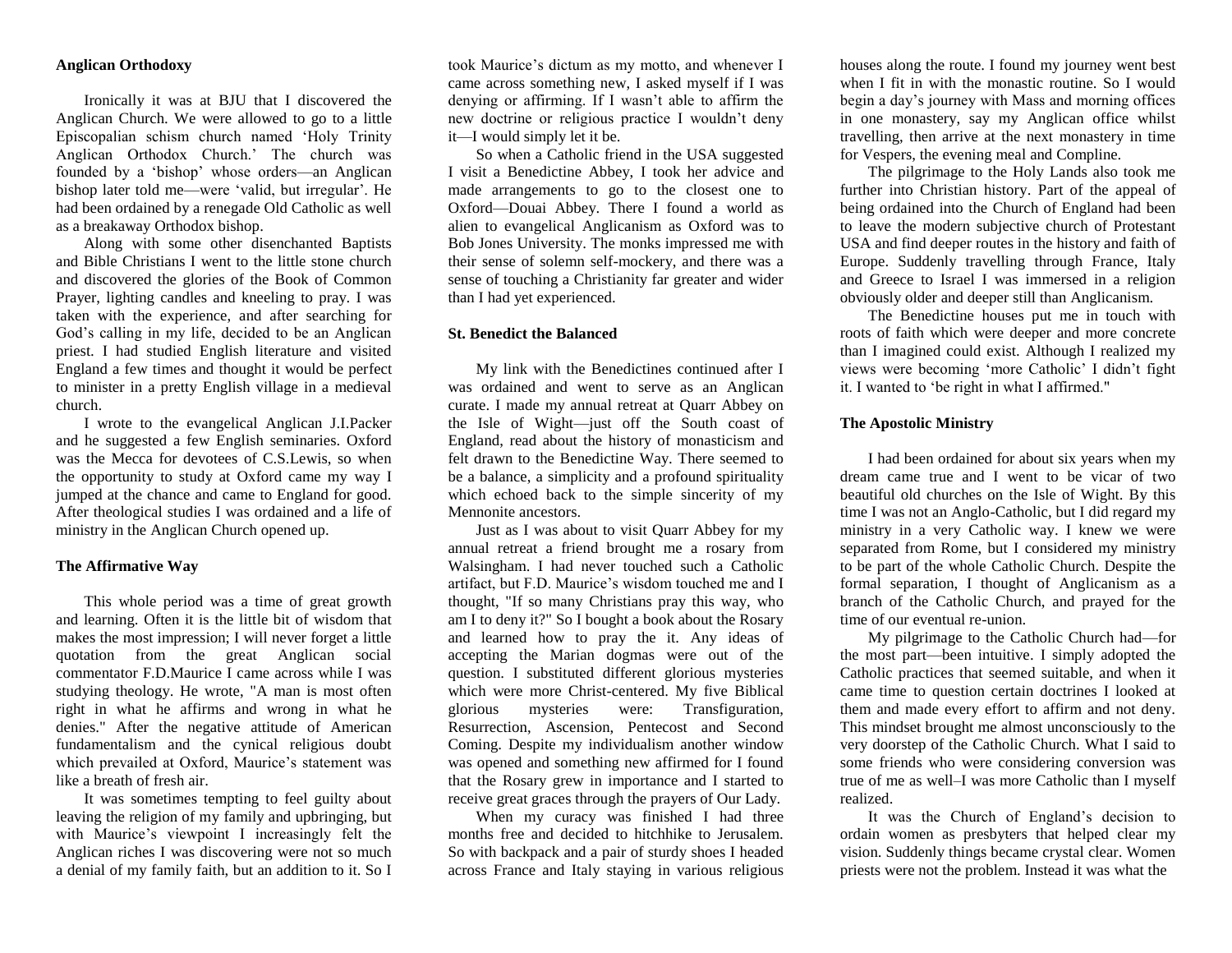### Anglican Orthodoxy

Ironically it was at BJU that I discovered the Anglican Church. We were allowed to go to a little Episcopalian schism church named 'Holy Trinity Anglican Orthodox Church.' The church was founded by a 'bishop' whose orders—an Anglican bishop later told me—were 'valid, but irregular'. He had been ordained by a renegade Old Catholic as well as a breakaway Orthodox bishop.

Along with some other disenchanted Baptists and Bible Christians I went to the little stone church and discovered the glories of the Book of Common Prayer, lighting candles and kneeling to pray. I was taken with the experience, and after searching for God's calling in my life, decided to be an Anglican priest. I had studied English literature and visited England a few times and thought it would be perfect to minister in a pretty English village in a medieval church.

I wrote to the evangelical Anglican J.I.Packer and he suggested a few English seminaries. Oxford was the Mecca for devotees of C.S.Lewis, so when the opportunity to study at Oxford came my way I jumped at the chance and came to England for good. After theological studies I was ordained and a life of ministry in the Anglican Church opened up.

### The Affirmative Way

This whole period was a time of great growth and learning. Often it is the little bit of wisdom that makes the most impression; I will never forget a little quotation from the great Anglican social commentator F.D.Maurice I came across while I was studying theology. He wrote, "A man is most often right in what he affirms and wrong in what he denies." After the negative attitude of American fundamentalism and the cynical religious doubt which prevailed at Oxford, Maurice's statement was like a breath of fresh air.

It was sometimes tempting to feel guilty about leaving the religion of my family and upbringing, but with Maurice's viewpoint I increasingly felt the Anglican riches I was discovering were not so much a denial of my family faith, but an addition to it. So I took Maurice's dictum as my motto, and whenever I came across something new, I asked myself if I was denying or affirming. If I wasn't able to affirm the new doctrine or religious practice I wouldn't deny it—I would simply let it be.

So when a Catholic friend in the USA suggested I visit a Benedictine Abbey, I took her advice and made arrangements to go to the closest one to Oxford—Douai Abbey. There I found a world as alien to evangelical Anglicanism as Oxford was to Bob Jones University. The monks impressed me with their sense of solemn self-mockery, and there was a sense of touching a Christianity far greater and wider than I had yet experienced.

### St. Benedict the Balanced

My link with the Benedictines continued after I was ordained and went to serve as an Anglican curate. I made my annual retreat at Quarr Abbey on the Isle of Wight—just off the South coast of England, read about the history of monasticism and felt drawn to the Benedictine Way. There seemed to be a balance, a simplicity and a profound spirituality which echoed back to the simple sincerity of my Mennonite ancestors.

Just as I was about to visit Quarr Abbey for my annual retreat a friend brought me a rosary from Walsingham. I had never touched such a Catholic artifact, but F.D. Maurice's wisdom touched me and I thought, "If so many Christians pray this way, who am I to deny it?" So I bought a book about the Rosary and learned how to pray the it. Any ideas of accepting the Marian dogmas were out of the question. I substituted different glorious mysteries which were more Christ-centered. My five Biblical glorious mysteries were: Transfiguration, Resurrection, Ascension, Pentecost and Second Coming. Despite my individualism another window was opened and something new affirmed for I found that the Rosary grew in importance and I started to receive great graces through the prayers of Our Lady.

When my curacy was finished I had three months free and decided to hitchhike to Jerusalem. So with backpack and a pair of sturdy shoes I headed across France and Italy staying in various religious houses along the route. I found my journey went best when I fit in with the monastic routine. So I would begin a day's journey with Mass and morning offices in one monastery, say my Anglican office whilst travelling, then arrive at the next monastery in time for Vespers, the evening meal and Compline.

The pilgrimage to the Holy Lands also took me further into Christian history. Part of the appeal of being ordained into the Church of England had been to leave the modern subjective church of Protestant USA and find deeper routes in the history and faith of Europe. Suddenly travelling through France, Italy and Greece to Israel I was immersed in a religion obviously older and deeper still than Anglicanism.

The Benedictine houses put me in touch with roots of faith which were deeper and more concrete than I imagined could exist. Although I realized my views were becoming 'more Catholic' I didn't fight it. I wanted to 'be right in what I affirmed."

### The Apostolic Ministry

I had been ordained for about six years when my dream came true and I went to be vicar of two beautiful old churches on the Isle of Wight. By this time I was not an Anglo-Catholic, but I did regard my ministry in a very Catholic way. I knew we were separated from Rome, but I considered my ministry to be part of the whole Catholic Church. Despite the formal separation, I thought of Anglicanism as a branch of the Catholic Church, and prayed for the time of our eventual re-union.

My pilgrimage to the Catholic Church had—for the most part—been intuitive. I simply adopted the Catholic practices that seemed suitable, and when it came time to question certain doctrines I looked at them and made every effort to affirm and not deny. This mindset brought me almost unconsciously to the very doorstep of the Catholic Church. What I said to some friends who were considering conversion was true of me as well–I was more Catholic than I myself realized.

It was the Church of England's decision to ordain women as presbyters that helped clear my vision. Suddenly things became crystal clear. Women priests were not the problem. Instead it was what the